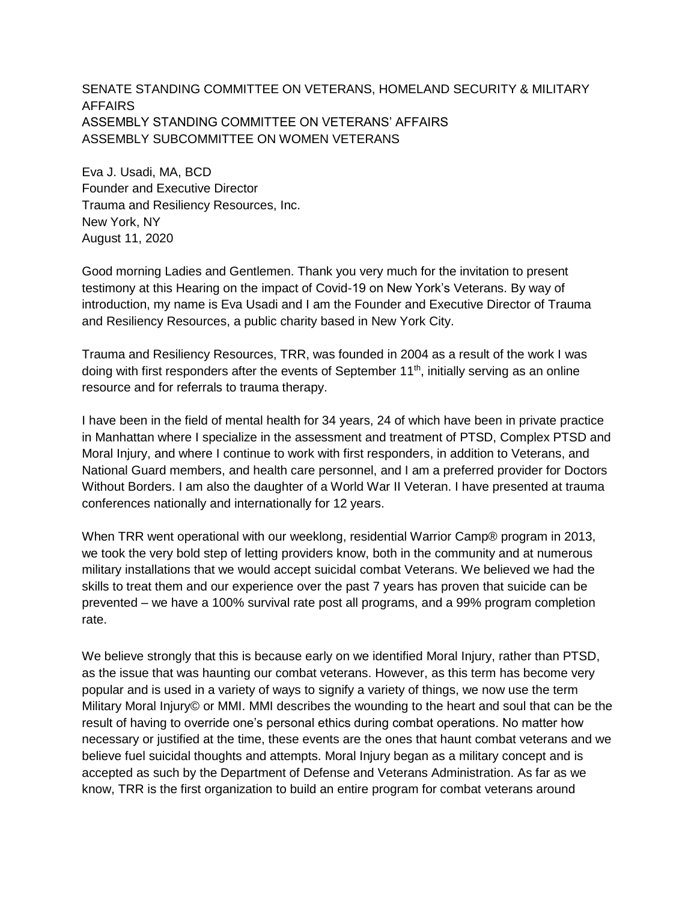SENATE STANDING COMMITTEE ON VETERANS, HOMELAND SECURITY & MILITARY AFFAIRS
ASSEMBLY STANDING COMMITTEE ON VETERANS' AFFAIRS
ASSEMBLY SUBCOMMITTEE ON WOMEN VETERANS

Eva J. Usadi, MA, BCD
Founder and Executive Director
Trauma and Resiliency Resources, Inc.
New York, NY
August 11, 2020

Good morning Ladies and Gentlemen. Thank you very much for the invitation to present testimony at this Hearing on the impact of Covid-19 on New York's Veterans. By way of introduction, my name is Eva Usadi and I am the Founder and Executive Director of Trauma and Resiliency Resources, a public charity based in New York City.

Trauma and Resiliency Resources, TRR, was founded in 2004 as a result of the work I was doing with first responders after the events of September 11th, initially serving as an online resource and for referrals to trauma therapy.

I have been in the field of mental health for 34 years, 24 of which have been in private practice in Manhattan where I specialize in the assessment and treatment of PTSD, Complex PTSD and Moral Injury, and where I continue to work with first responders, in addition to Veterans, and National Guard members, and health care personnel, and I am a preferred provider for Doctors Without Borders. I am also the daughter of a World War II Veteran. I have presented at trauma conferences nationally and internationally for 12 years.

When TRR went operational with our weeklong, residential Warrior Camp® program in 2013, we took the very bold step of letting providers know, both in the community and at numerous military installations that we would accept suicidal combat Veterans. We believed we had the skills to treat them and our experience over the past 7 years has proven that suicide can be prevented – we have a 100% survival rate post all programs, and a 99% program completion rate.

We believe strongly that this is because early on we identified Moral Injury, rather than PTSD, as the issue that was haunting our combat veterans. However, as this term has become very popular and is used in a variety of ways to signify a variety of things, we now use the term Military Moral Injury© or MMI. MMI describes the wounding to the heart and soul that can be the result of having to override one's personal ethics during combat operations. No matter how necessary or justified at the time, these events are the ones that haunt combat veterans and we believe fuel suicidal thoughts and attempts. Moral Injury began as a military concept and is accepted as such by the Department of Defense and Veterans Administration. As far as we know, TRR is the first organization to build an entire program for combat veterans around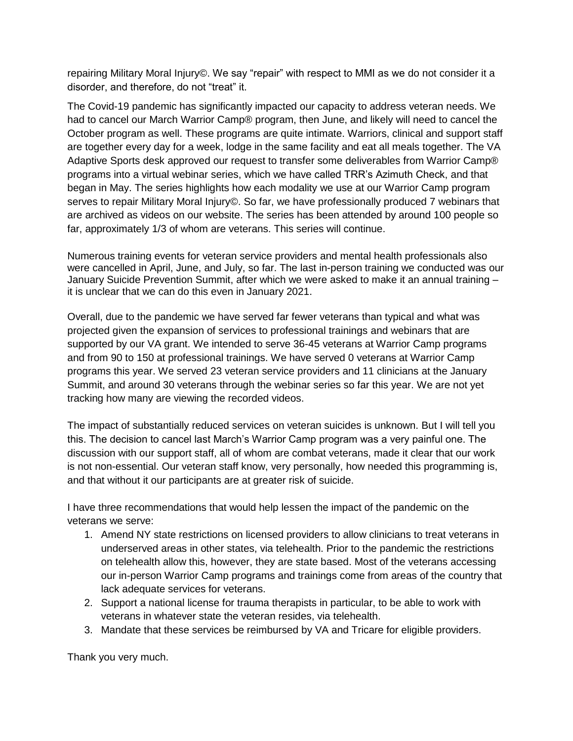repairing Military Moral Injury©. We say "repair" with respect to MMI as we do not consider it a disorder, and therefore, do not "treat" it.

The Covid-19 pandemic has significantly impacted our capacity to address veteran needs. We had to cancel our March Warrior Camp® program, then June, and likely will need to cancel the October program as well. These programs are quite intimate. Warriors, clinical and support staff are together every day for a week, lodge in the same facility and eat all meals together. The VA Adaptive Sports desk approved our request to transfer some deliverables from Warrior Camp® programs into a virtual webinar series, which we have called TRR's Azimuth Check, and that began in May. The series highlights how each modality we use at our Warrior Camp program serves to repair Military Moral Injury©. So far, we have professionally produced 7 webinars that are archived as videos on our website. The series has been attended by around 100 people so far, approximately 1/3 of whom are veterans. This series will continue.

Numerous training events for veteran service providers and mental health professionals also were cancelled in April, June, and July, so far. The last in-person training we conducted was our January Suicide Prevention Summit, after which we were asked to make it an annual training – it is unclear that we can do this even in January 2021.

Overall, due to the pandemic we have served far fewer veterans than typical and what was projected given the expansion of services to professional trainings and webinars that are supported by our VA grant. We intended to serve 36-45 veterans at Warrior Camp programs and from 90 to 150 at professional trainings. We have served 0 veterans at Warrior Camp programs this year. We served 23 veteran service providers and 11 clinicians at the January Summit, and around 30 veterans through the webinar series so far this year. We are not yet tracking how many are viewing the recorded videos.

The impact of substantially reduced services on veteran suicides is unknown. But I will tell you this. The decision to cancel last March's Warrior Camp program was a very painful one. The discussion with our support staff, all of whom are combat veterans, made it clear that our work is not non-essential. Our veteran staff know, very personally, how needed this programming is, and that without it our participants are at greater risk of suicide.

I have three recommendations that would help lessen the impact of the pandemic on the veterans we serve:

1. Amend NY state restrictions on licensed providers to allow clinicians to treat veterans in underserved areas in other states, via telehealth. Prior to the pandemic the restrictions on telehealth allow this, however, they are state based. Most of the veterans accessing our in-person Warrior Camp programs and trainings come from areas of the country that lack adequate services for veterans.
2. Support a national license for trauma therapists in particular, to be able to work with veterans in whatever state the veteran resides, via telehealth.
3. Mandate that these services be reimbursed by VA and Tricare for eligible providers.

Thank you very much.